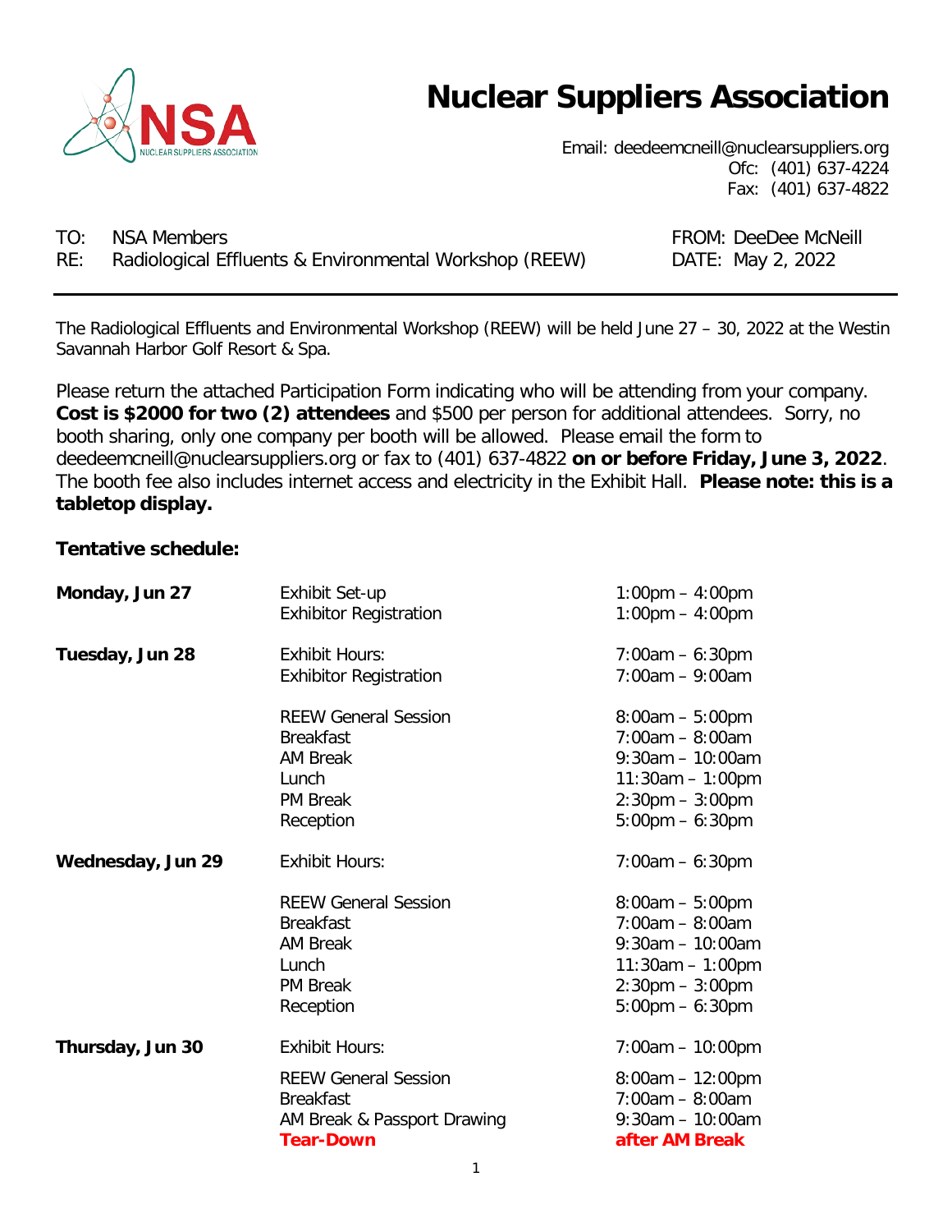# Nuclear Suppliers Association

Email: deedeemcneill@nuclearsuppliers.org
Ofc: (401) 637-4224
Fax: (401) 637-4822

TO: NSA Members
RE: Radiological Effluents & Environmental Workshop (REEW)

FROM: DeeDee McNeill
DATE: May 2, 2022

---

The Radiological Effluents and Environmental Workshop (REEW) will be held June 27 – 30, 2022 at the Westin Savannah Harbor Golf Resort & Spa.

Please return the attached Participation Form indicating who will be attending from your company. **Cost is $2000 for two (2) attendees** and $500 per person for additional attendees. Sorry, no booth sharing, only one company per booth will be allowed. Please email the form to deedeemcneill@nuclearsuppliers.org or fax to (401) 637-4822 **on or before Friday, June 3, 2022**. The booth fee also includes internet access and electricity in the Exhibit Hall. **Please note: this is a tabletop display.**

**Tentative schedule:**

| Day | Event | Time |
|---|---|---|
| **Monday, Jun 27** | Exhibit Set-up | 1:00pm – 4:00pm |
| | Exhibitor Registration | 1:00pm – 4:00pm |
| **Tuesday, Jun 28** | Exhibit Hours: | 7:00am – 6:30pm |
| | Exhibitor Registration | 7:00am – 9:00am |
| | REEW General Session | 8:00am – 5:00pm |
| | Breakfast | 7:00am – 8:00am |
| | AM Break | 9:30am – 10:00am |
| | Lunch | 11:30am – 1:00pm |
| | PM Break | 2:30pm – 3:00pm |
| | Reception | 5:00pm – 6:30pm |
| **Wednesday, Jun 29** | Exhibit Hours: | 7:00am – 6:30pm |
| | REEW General Session | 8:00am – 5:00pm |
| | Breakfast | 7:00am – 8:00am |
| | AM Break | 9:30am – 10:00am |
| | Lunch | 11:30am – 1:00pm |
| | PM Break | 2:30pm – 3:00pm |
| | Reception | 5:00pm – 6:30pm |
| **Thursday, Jun 30** | Exhibit Hours: | 7:00am – 10:00pm |
| | REEW General Session | 8:00am – 12:00pm |
| | Breakfast | 7:00am – 8:00am |
| | AM Break & Passport Drawing | 9:30am – 10:00am |
| | **Tear-Down** | **after AM Break** |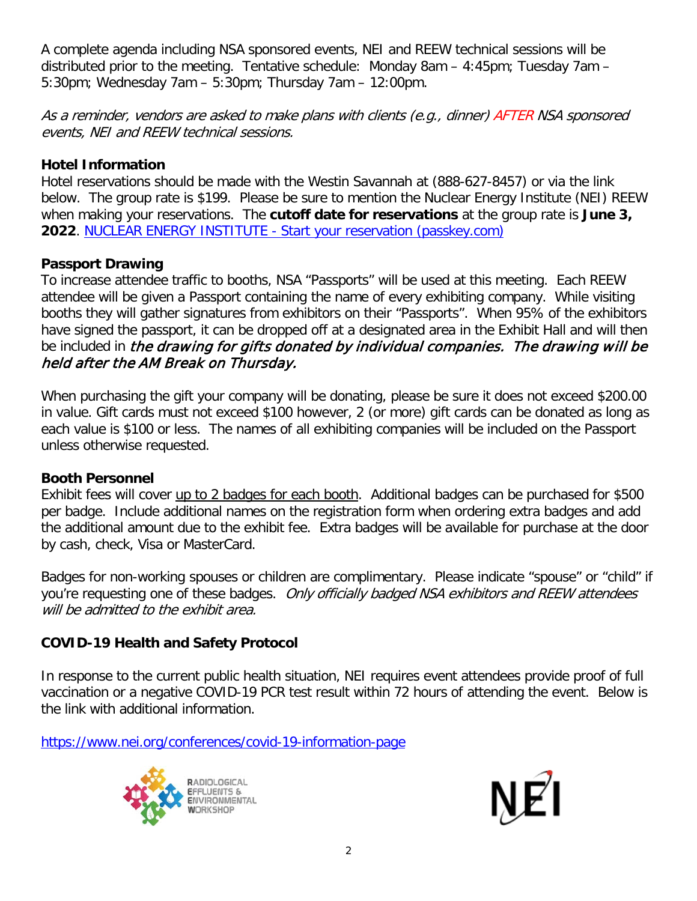A complete agenda including NSA sponsored events, NEI and REEW technical sessions will be distributed prior to the meeting. Tentative schedule: Monday 8am – 4:45pm; Tuesday 7am – 5:30pm; Wednesday 7am – 5:30pm; Thursday 7am – 12:00pm.

*As a reminder, vendors are asked to make plans with clients (e.g., dinner) AFTER NSA sponsored events, NEI and REEW technical sessions.*

**Hotel Information**

Hotel reservations should be made with the Westin Savannah at (888-627-8457) or via the link below. The group rate is $199. Please be sure to mention the Nuclear Energy Institute (NEI) REEW when making your reservations. The **cutoff date for reservations** at the group rate is **June 3, 2022**. [NUCLEAR ENERGY INSTITUTE - Start your reservation (passkey.com)]

**Passport Drawing**

To increase attendee traffic to booths, NSA "Passports" will be used at this meeting. Each REEW attendee will be given a Passport containing the name of every exhibiting company. While visiting booths they will gather signatures from exhibitors on their "Passports". When 95% of the exhibitors have signed the passport, it can be dropped off at a designated area in the Exhibit Hall and will then be included in *the drawing for gifts donated by individual companies. The drawing will be held after the AM Break on Thursday.*

When purchasing the gift your company will be donating, please be sure it does not exceed $200.00 in value. Gift cards must not exceed $100 however, 2 (or more) gift cards can be donated as long as each value is $100 or less. The names of all exhibiting companies will be included on the Passport unless otherwise requested.

**Booth Personnel**

Exhibit fees will cover up to 2 badges for each booth. Additional badges can be purchased for $500 per badge. Include additional names on the registration form when ordering extra badges and add the additional amount due to the exhibit fee. Extra badges will be available for purchase at the door by cash, check, Visa or MasterCard.

Badges for non-working spouses or children are complimentary. Please indicate "spouse" or "child" if you're requesting one of these badges. *Only officially badged NSA exhibitors and REEW attendees will be admitted to the exhibit area.*

**COVID-19 Health and Safety Protocol**

In response to the current public health situation, NEI requires event attendees provide proof of full vaccination or a negative COVID-19 PCR test result within 72 hours of attending the event. Below is the link with additional information.

https://www.nei.org/conferences/covid-19-information-page

RADIOLOGICAL EFFLUENTS & ENVIRONMENTAL WORKSHOP

NEI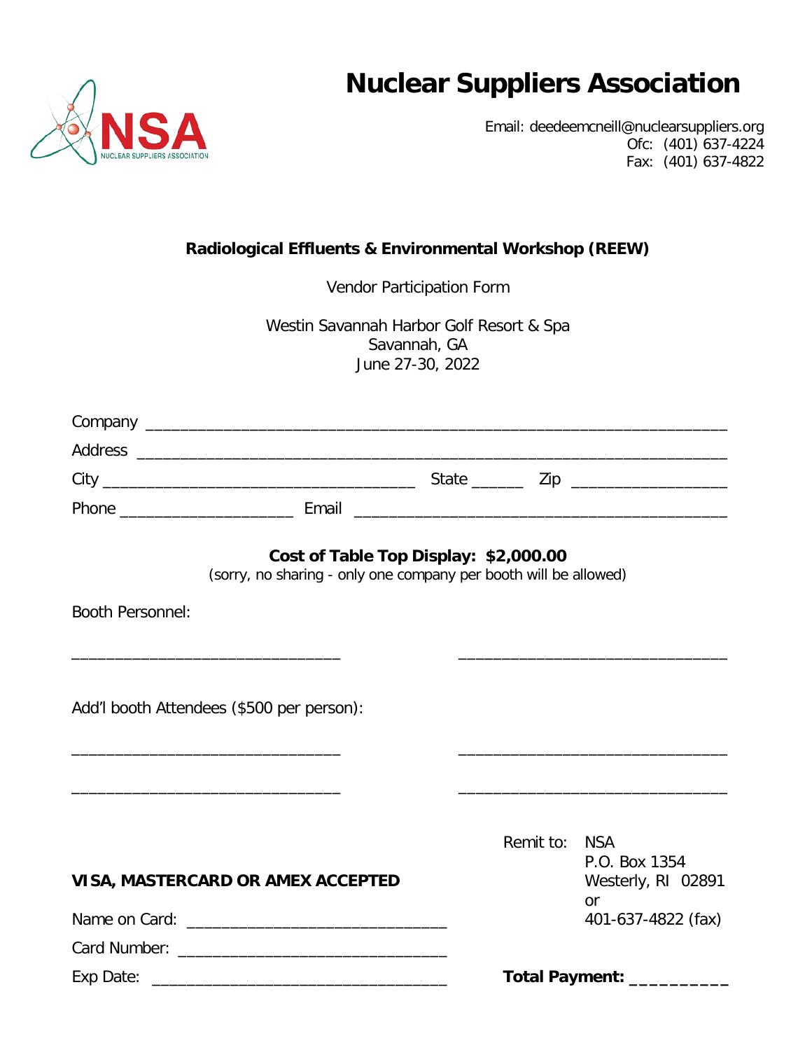# Nuclear Suppliers Association

Email: deedeemcneill@nuclearsuppliers.org
Ofc: (401) 637-4224
Fax: (401) 637-4822

## Radiological Effluents & Environmental Workshop (REEW)

Vendor Participation Form

Westin Savannah Harbor Golf Resort & Spa
Savannah, GA
June 27-30, 2022

Company ____________________________________________________________________

Address ____________________________________________________________________

City ____________________________________ State ______ Zip __________________

Phone ____________________ Email ____________________________________________

**Cost of Table Top Display: $2,000.00**

(sorry, no sharing - only one company per booth will be allowed)

Booth Personnel:

_______________________________ _______________________________

Add'l booth Attendees ($500 per person):

_______________________________ _______________________________

_______________________________ _______________________________

Remit to: NSA
P.O. Box 1354
Westerly, RI 02891
or
401-637-4822 (fax)

**VISA, MASTERCARD OR AMEX ACCEPTED**

Name on Card: ______________________________

Card Number: ______________________________

Exp Date: __________________________________

**Total Payment: __________**